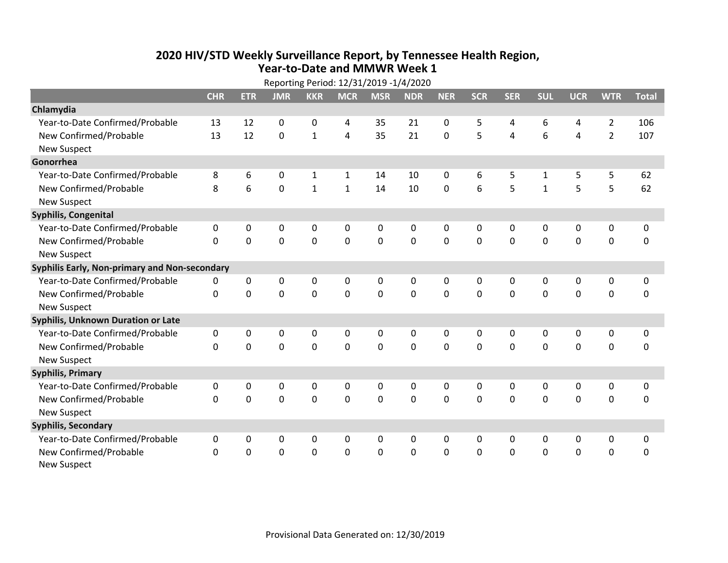# 2020 HIV/STD Weekly Surveillance Report, by Tennessee Health Region, Year-to-Date and MMWR Week 1

Reporting Period: 12/31/2019 -1/4/2020

| | CHR | ETR | JMR | KKR | MCR | MSR | NDR | NER | SCR | SER | SUL | UCR | WTR | Total |
|---|---|---|---|---|---|---|---|---|---|---|---|---|---|---|
| **Chlamydia** | | | | | | | | | | | | | | |
| Year-to-Date Confirmed/Probable | 13 | 12 | 0 | 0 | 4 | 35 | 21 | 0 | 5 | 4 | 6 | 4 | 2 | 106 |
| New Confirmed/Probable | 13 | 12 | 0 | 1 | 4 | 35 | 21 | 0 | 5 | 4 | 6 | 4 | 2 | 107 |
| New Suspect | | | | | | | | | | | | | | |
| **Gonorrhea** | | | | | | | | | | | | | | |
| Year-to-Date Confirmed/Probable | 8 | 6 | 0 | 1 | 1 | 14 | 10 | 0 | 6 | 5 | 1 | 5 | 5 | 62 |
| New Confirmed/Probable | 8 | 6 | 0 | 1 | 1 | 14 | 10 | 0 | 6 | 5 | 1 | 5 | 5 | 62 |
| New Suspect | | | | | | | | | | | | | | |
| **Syphilis, Congenital** | | | | | | | | | | | | | | |
| Year-to-Date Confirmed/Probable | 0 | 0 | 0 | 0 | 0 | 0 | 0 | 0 | 0 | 0 | 0 | 0 | 0 | 0 |
| New Confirmed/Probable | 0 | 0 | 0 | 0 | 0 | 0 | 0 | 0 | 0 | 0 | 0 | 0 | 0 | 0 |
| New Suspect | | | | | | | | | | | | | | |
| **Syphilis Early, Non-primary and Non-secondary** | | | | | | | | | | | | | | |
| Year-to-Date Confirmed/Probable | 0 | 0 | 0 | 0 | 0 | 0 | 0 | 0 | 0 | 0 | 0 | 0 | 0 | 0 |
| New Confirmed/Probable | 0 | 0 | 0 | 0 | 0 | 0 | 0 | 0 | 0 | 0 | 0 | 0 | 0 | 0 |
| New Suspect | | | | | | | | | | | | | | |
| **Syphilis, Unknown Duration or Late** | | | | | | | | | | | | | | |
| Year-to-Date Confirmed/Probable | 0 | 0 | 0 | 0 | 0 | 0 | 0 | 0 | 0 | 0 | 0 | 0 | 0 | 0 |
| New Confirmed/Probable | 0 | 0 | 0 | 0 | 0 | 0 | 0 | 0 | 0 | 0 | 0 | 0 | 0 | 0 |
| New Suspect | | | | | | | | | | | | | | |
| **Syphilis, Primary** | | | | | | | | | | | | | | |
| Year-to-Date Confirmed/Probable | 0 | 0 | 0 | 0 | 0 | 0 | 0 | 0 | 0 | 0 | 0 | 0 | 0 | 0 |
| New Confirmed/Probable | 0 | 0 | 0 | 0 | 0 | 0 | 0 | 0 | 0 | 0 | 0 | 0 | 0 | 0 |
| New Suspect | | | | | | | | | | | | | | |
| **Syphilis, Secondary** | | | | | | | | | | | | | | |
| Year-to-Date Confirmed/Probable | 0 | 0 | 0 | 0 | 0 | 0 | 0 | 0 | 0 | 0 | 0 | 0 | 0 | 0 |
| New Confirmed/Probable | 0 | 0 | 0 | 0 | 0 | 0 | 0 | 0 | 0 | 0 | 0 | 0 | 0 | 0 |
| New Suspect | | | | | | | | | | | | | | |

Provisional Data Generated on: 12/30/2019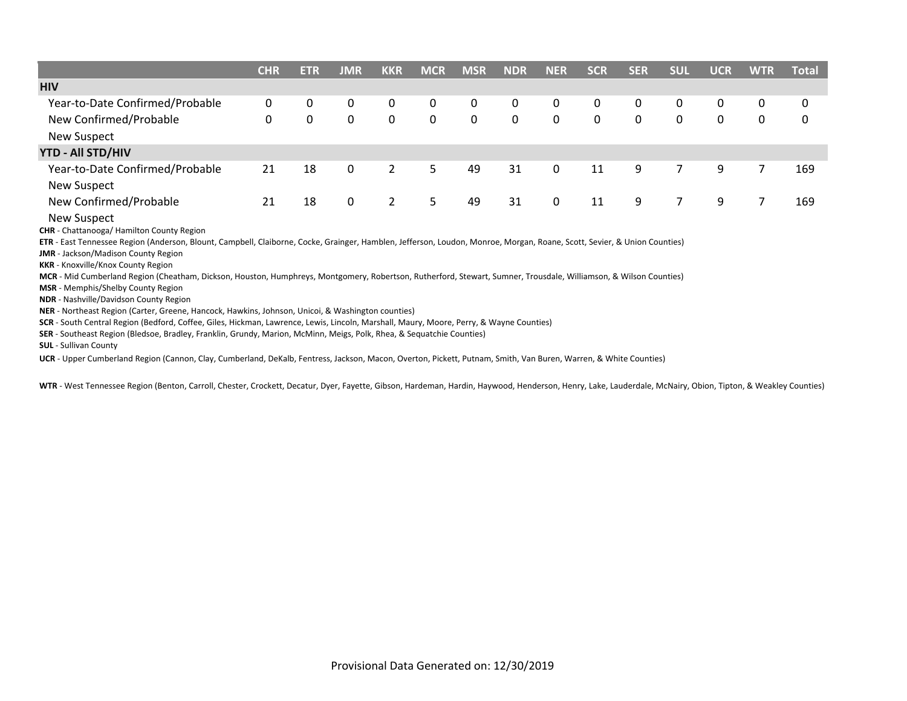| | CHR | ETR | JMR | KKR | MCR | MSR | NDR | NER | SCR | SER | SUL | UCR | WTR | Total |
|---|---|---|---|---|---|---|---|---|---|---|---|---|---|---|
| **HIV** | | | | | | | | | | | | | | |
| Year-to-Date Confirmed/Probable | 0 | 0 | 0 | 0 | 0 | 0 | 0 | 0 | 0 | 0 | 0 | 0 | 0 | 0 |
| New Confirmed/Probable | 0 | 0 | 0 | 0 | 0 | 0 | 0 | 0 | 0 | 0 | 0 | 0 | 0 | 0 |
| New Suspect | | | | | | | | | | | | | | |
| **YTD - All STD/HIV** | | | | | | | | | | | | | | |
| Year-to-Date Confirmed/Probable | 21 | 18 | 0 | 2 | 5 | 49 | 31 | 0 | 11 | 9 | 7 | 9 | 7 | 169 |
| New Suspect | | | | | | | | | | | | | | |
| New Confirmed/Probable | 21 | 18 | 0 | 2 | 5 | 49 | 31 | 0 | 11 | 9 | 7 | 9 | 7 | 169 |
| New Suspect | | | | | | | | | | | | | | |

**CHR** - Chattanooga/ Hamilton County Region

**ETR** - East Tennessee Region (Anderson, Blount, Campbell, Claiborne, Cocke, Grainger, Hamblen, Jefferson, Loudon, Monroe, Morgan, Roane, Scott, Sevier, & Union Counties)

**JMR** - Jackson/Madison County Region

**KKR** - Knoxville/Knox County Region

**MCR** - Mid Cumberland Region (Cheatham, Dickson, Houston, Humphreys, Montgomery, Robertson, Rutherford, Stewart, Sumner, Trousdale, Williamson, & Wilson Counties)

**MSR** - Memphis/Shelby County Region

**NDR** - Nashville/Davidson County Region

**NER** - Northeast Region (Carter, Greene, Hancock, Hawkins, Johnson, Unicoi, & Washington counties)

**SCR** - South Central Region (Bedford, Coffee, Giles, Hickman, Lawrence, Lewis, Lincoln, Marshall, Maury, Moore, Perry, & Wayne Counties)

**SER** - Southeast Region (Bledsoe, Bradley, Franklin, Grundy, Marion, McMinn, Meigs, Polk, Rhea, & Sequatchie Counties)

**SUL** - Sullivan County

**UCR** - Upper Cumberland Region (Cannon, Clay, Cumberland, DeKalb, Fentress, Jackson, Macon, Overton, Pickett, Putnam, Smith, Van Buren, Warren, & White Counties)

**WTR** - West Tennessee Region (Benton, Carroll, Chester, Crockett, Decatur, Dyer, Fayette, Gibson, Hardeman, Hardin, Haywood, Henderson, Henry, Lake, Lauderdale, McNairy, Obion, Tipton, & Weakley Counties)

Provisional Data Generated on: 12/30/2019